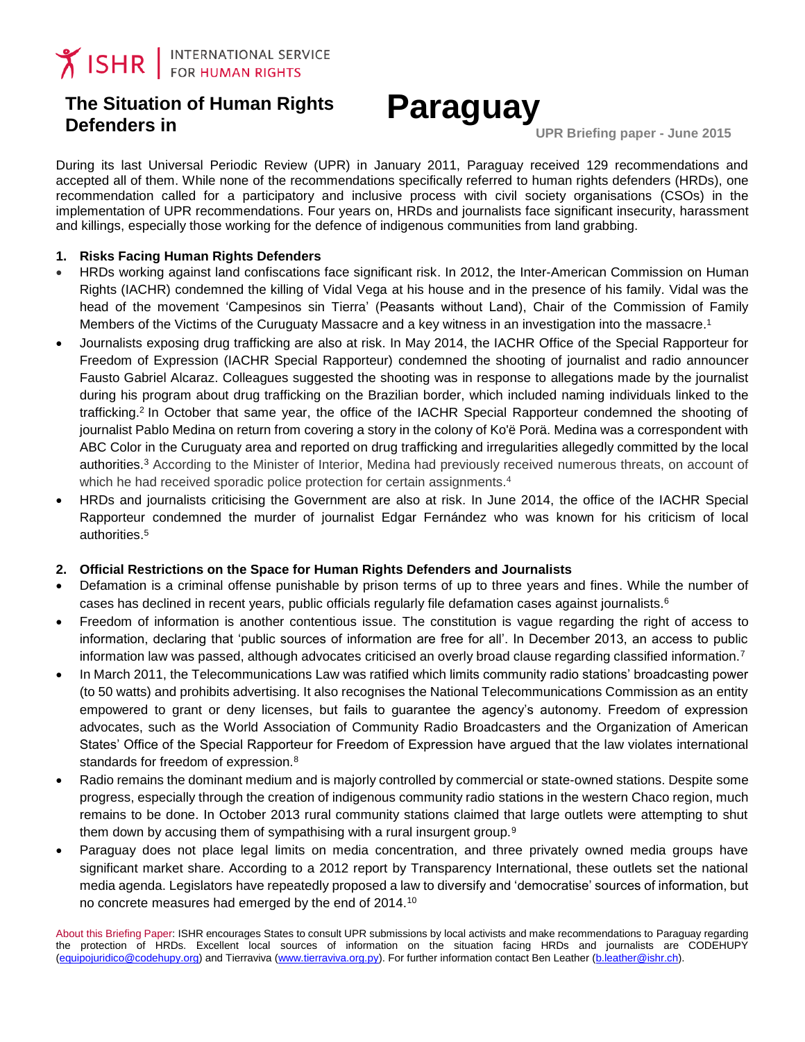ISHR | INTERNATIONAL SERVICE FOR HUMAN RIGHTS

# The Situation of Human Rights Defenders in Paraguay

**UPR Briefing paper - June 2015**

During its last Universal Periodic Review (UPR) in January 2011, Paraguay received 129 recommendations and accepted all of them. While none of the recommendations specifically referred to human rights defenders (HRDs), one recommendation called for a participatory and inclusive process with civil society organisations (CSOs) in the implementation of UPR recommendations. Four years on, HRDs and journalists face significant insecurity, harassment and killings, especially those working for the defence of indigenous communities from land grabbing.

## 1. Risks Facing Human Rights Defenders

- HRDs working against land confiscations face significant risk. In 2012, the Inter-American Commission on Human Rights (IACHR) condemned the killing of Vidal Vega at his house and in the presence of his family. Vidal was the head of the movement 'Campesinos sin Tierra' (Peasants without Land), Chair of the Commission of Family Members of the Victims of the Curuguaty Massacre and a key witness in an investigation into the massacre.[1]
- Journalists exposing drug trafficking are also at risk. In May 2014, the IACHR Office of the Special Rapporteur for Freedom of Expression (IACHR Special Rapporteur) condemned the shooting of journalist and radio announcer Fausto Gabriel Alcaraz. Colleagues suggested the shooting was in response to allegations made by the journalist during his program about drug trafficking on the Brazilian border, which included naming individuals linked to the trafficking.[2] In October that same year, the office of the IACHR Special Rapporteur condemned the shooting of journalist Pablo Medina on return from covering a story in the colony of Ko'ë Porä. Medina was a correspondent with ABC Color in the Curuguaty area and reported on drug trafficking and irregularities allegedly committed by the local authorities.[3] According to the Minister of Interior, Medina had previously received numerous threats, on account of which he had received sporadic police protection for certain assignments.[4]
- HRDs and journalists criticising the Government are also at risk. In June 2014, the office of the IACHR Special Rapporteur condemned the murder of journalist Edgar Fernández who was known for his criticism of local authorities.[5]

## 2. Official Restrictions on the Space for Human Rights Defenders and Journalists

- Defamation is a criminal offense punishable by prison terms of up to three years and fines. While the number of cases has declined in recent years, public officials regularly file defamation cases against journalists.[6]
- Freedom of information is another contentious issue. The constitution is vague regarding the right of access to information, declaring that 'public sources of information are free for all'. In December 2013, an access to public information law was passed, although advocates criticised an overly broad clause regarding classified information.[7]
- In March 2011, the Telecommunications Law was ratified which limits community radio stations' broadcasting power (to 50 watts) and prohibits advertising. It also recognises the National Telecommunications Commission as an entity empowered to grant or deny licenses, but fails to guarantee the agency's autonomy. Freedom of expression advocates, such as the World Association of Community Radio Broadcasters and the Organization of American States' Office of the Special Rapporteur for Freedom of Expression have argued that the law violates international standards for freedom of expression.[8]
- Radio remains the dominant medium and is majorly controlled by commercial or state-owned stations. Despite some progress, especially through the creation of indigenous community radio stations in the western Chaco region, much remains to be done. In October 2013 rural community stations claimed that large outlets were attempting to shut them down by accusing them of sympathising with a rural insurgent group.[9]
- Paraguay does not place legal limits on media concentration, and three privately owned media groups have significant market share. According to a 2012 report by Transparency International, these outlets set the national media agenda. Legislators have repeatedly proposed a law to diversify and 'democratise' sources of information, but no concrete measures had emerged by the end of 2014.[10]

About this Briefing Paper: ISHR encourages States to consult UPR submissions by local activists and make recommendations to Paraguay regarding the protection of HRDs. Excellent local sources of information on the situation facing HRDs and journalists are CODEHUPY (equipojuridico@codehupy.org) and Tierraviva (www.tierraviva.org.py). For further information contact Ben Leather (b.leather@ishr.ch).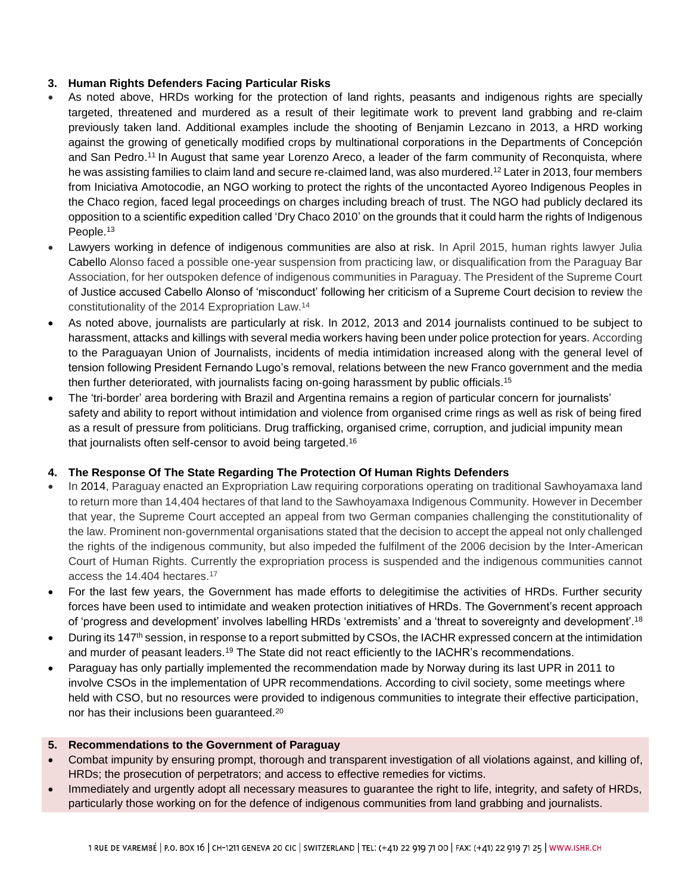## 3. Human Rights Defenders Facing Particular Risks

- As noted above, HRDs working for the protection of land rights, peasants and indigenous rights are specially targeted, threatened and murdered as a result of their legitimate work to prevent land grabbing and re-claim previously taken land. Additional examples include the shooting of Benjamin Lezcano in 2013, a HRD working against the growing of genetically modified crops by multinational corporations in the Departments of Concepción and San Pedro.[11] In August that same year Lorenzo Areco, a leader of the farm community of Reconquista, where he was assisting families to claim land and secure re-claimed land, was also murdered.[12] Later in 2013, four members from Iniciativa Amotocodie, an NGO working to protect the rights of the uncontacted Ayoreo Indigenous Peoples in the Chaco region, faced legal proceedings on charges including breach of trust. The NGO had publicly declared its opposition to a scientific expedition called 'Dry Chaco 2010' on the grounds that it could harm the rights of Indigenous People.[13]
- Lawyers working in defence of indigenous communities are also at risk. In April 2015, human rights lawyer Julia Cabello Alonso faced a possible one-year suspension from practicing law, or disqualification from the Paraguay Bar Association, for her outspoken defence of indigenous communities in Paraguay. The President of the Supreme Court of Justice accused Cabello Alonso of 'misconduct' following her criticism of a Supreme Court decision to review the constitutionality of the 2014 Expropriation Law.[14]
- As noted above, journalists are particularly at risk. In 2012, 2013 and 2014 journalists continued to be subject to harassment, attacks and killings with several media workers having been under police protection for years. According to the Paraguayan Union of Journalists, incidents of media intimidation increased along with the general level of tension following President Fernando Lugo's removal, relations between the new Franco government and the media then further deteriorated, with journalists facing on-going harassment by public officials.[15]
- The 'tri-border' area bordering with Brazil and Argentina remains a region of particular concern for journalists' safety and ability to report without intimidation and violence from organised crime rings as well as risk of being fired as a result of pressure from politicians. Drug trafficking, organised crime, corruption, and judicial impunity mean that journalists often self-censor to avoid being targeted.[16]

## 4. The Response Of The State Regarding The Protection Of Human Rights Defenders

- In 2014, Paraguay enacted an Expropriation Law requiring corporations operating on traditional Sawhoyamaxa land to return more than 14,404 hectares of that land to the Sawhoyamaxa Indigenous Community. However in December that year, the Supreme Court accepted an appeal from two German companies challenging the constitutionality of the law. Prominent non-governmental organisations stated that the decision to accept the appeal not only challenged the rights of the indigenous community, but also impeded the fulfilment of the 2006 decision by the Inter-American Court of Human Rights. Currently the expropriation process is suspended and the indigenous communities cannot access the 14.404 hectares.[17]
- For the last few years, the Government has made efforts to delegitimise the activities of HRDs. Further security forces have been used to intimidate and weaken protection initiatives of HRDs. The Government's recent approach of 'progress and development' involves labelling HRDs 'extremists' and a 'threat to sovereignty and development'.[18]
- During its 147th session, in response to a report submitted by CSOs, the IACHR expressed concern at the intimidation and murder of peasant leaders.[19] The State did not react efficiently to the IACHR's recommendations.
- Paraguay has only partially implemented the recommendation made by Norway during its last UPR in 2011 to involve CSOs in the implementation of UPR recommendations. According to civil society, some meetings where held with CSO, but no resources were provided to indigenous communities to integrate their effective participation, nor has their inclusions been guaranteed.[20]

## 5. Recommendations to the Government of Paraguay

- Combat impunity by ensuring prompt, thorough and transparent investigation of all violations against, and killing of, HRDs; the prosecution of perpetrators; and access to effective remedies for victims.
- Immediately and urgently adopt all necessary measures to guarantee the right to life, integrity, and safety of HRDs, particularly those working on for the defence of indigenous communities from land grabbing and journalists.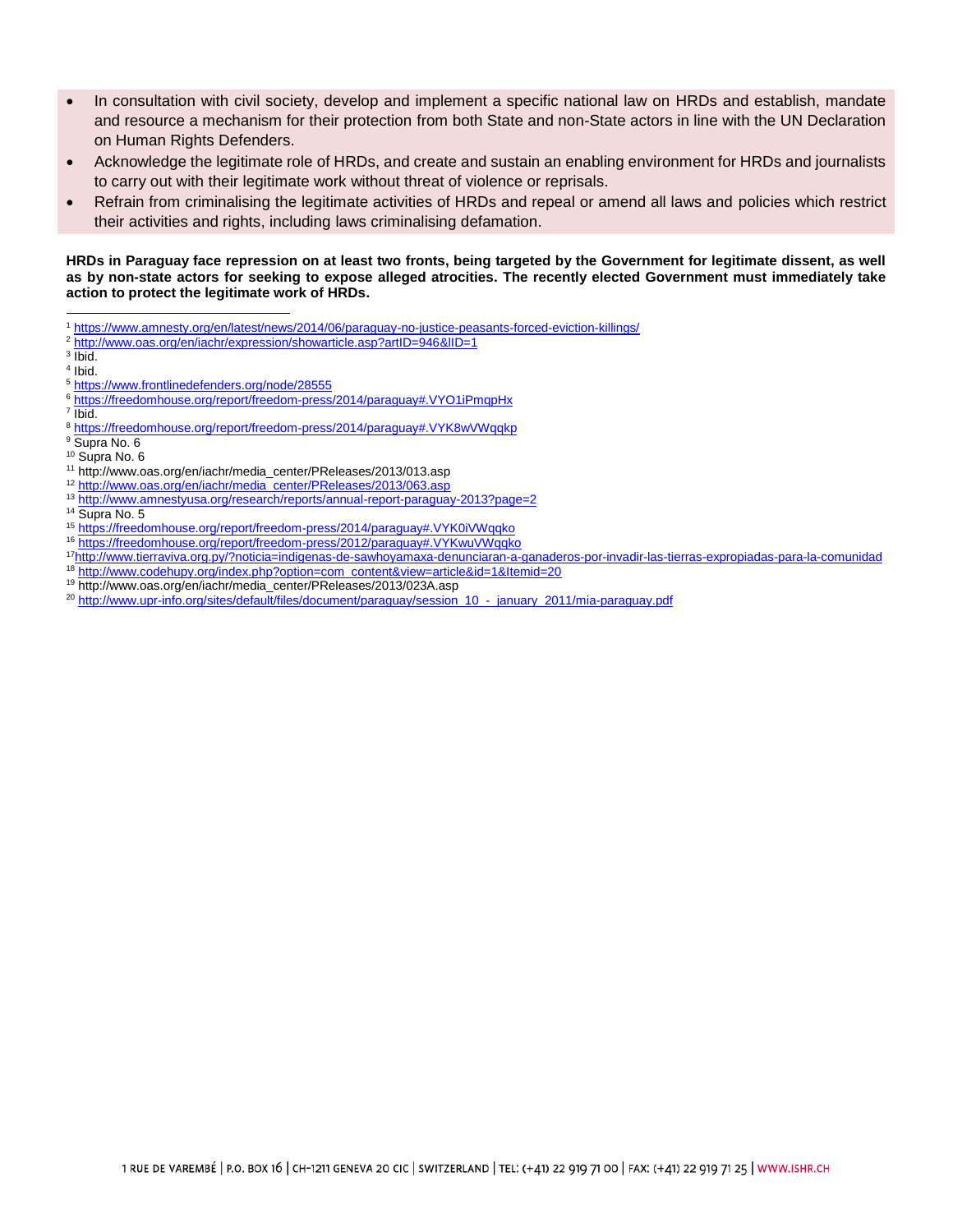- In consultation with civil society, develop and implement a specific national law on HRDs and establish, mandate and resource a mechanism for their protection from both State and non-State actors in line with the UN Declaration on Human Rights Defenders.
- Acknowledge the legitimate role of HRDs, and create and sustain an enabling environment for HRDs and journalists to carry out with their legitimate work without threat of violence or reprisals.
- Refrain from criminalising the legitimate activities of HRDs and repeal or amend all laws and policies which restrict their activities and rights, including laws criminalising defamation.

**HRDs in Paraguay face repression on at least two fronts, being targeted by the Government for legitimate dissent, as well as by non-state actors for seeking to expose alleged atrocities. The recently elected Government must immediately take action to protect the legitimate work of HRDs.**

---

[1] https://www.amnesty.org/en/latest/news/2014/06/paraguay-no-justice-peasants-forced-eviction-killings/
[2] http://www.oas.org/en/iachr/expression/showarticle.asp?artID=946&lID=1
[3] Ibid.
[4] Ibid.
[5] https://www.frontlinedefenders.org/node/28555
[6] https://freedomhouse.org/report/freedom-press/2014/paraguay#.VYO1iPmqpHx
[7] Ibid.
[8] https://freedomhouse.org/report/freedom-press/2014/paraguay#.VYK8wVWqqkp
[9] Supra No. 6
[10] Supra No. 6
[11] http://www.oas.org/en/iachr/media_center/PReleases/2013/013.asp
[12] http://www.oas.org/en/iachr/media_center/PReleases/2013/063.asp
[13] http://www.amnestyusa.org/research/reports/annual-report-paraguay-2013?page=2
[14] Supra No. 5
[15] https://freedomhouse.org/report/freedom-press/2014/paraguay#.VYK0iVWqqko
[16] https://freedomhouse.org/report/freedom-press/2012/paraguay#.VYKwuVWqqko
[17] http://www.tierraviva.org.py/?noticia=indigenas-de-sawhoyamaxa-denunciaran-a-ganaderos-por-invadir-las-tierras-expropiadas-para-la-comunidad
[18] http://www.codehupy.org/index.php?option=com_content&view=article&id=1&Itemid=20
[19] http://www.oas.org/en/iachr/media_center/PReleases/2013/023A.asp
[20] http://www.upr-info.org/sites/default/files/document/paraguay/session_10_-_january_2011/mia-paraguay.pdf